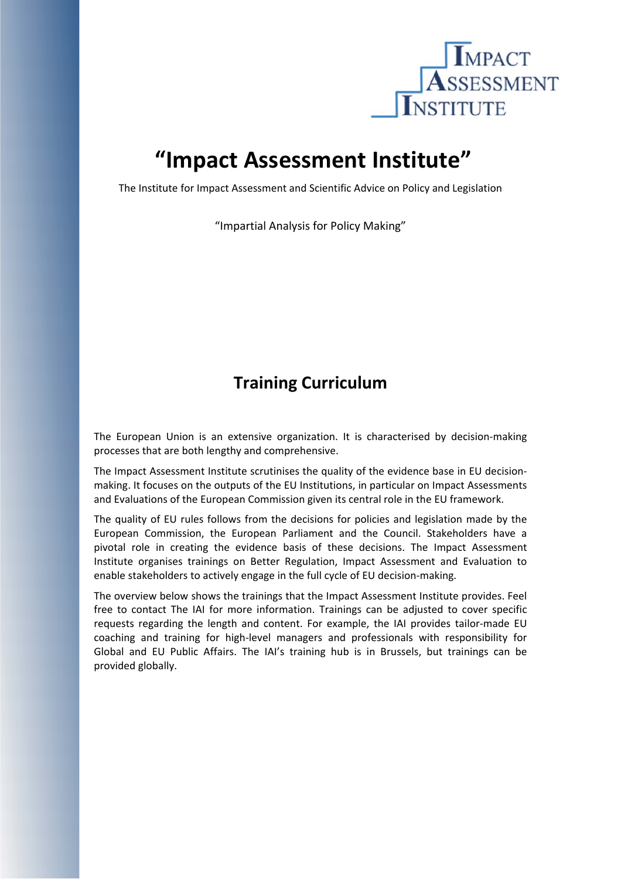# "Impact Assessment Institute"

The Institute for Impact Assessment and Scientific Advice on Policy and Legislation

"Impartial Analysis for Policy Making"

## Training Curriculum

The European Union is an extensive organization. It is characterised by decision-making processes that are both lengthy and comprehensive.

The Impact Assessment Institute scrutinises the quality of the evidence base in EU decision-making. It focuses on the outputs of the EU Institutions, in particular on Impact Assessments and Evaluations of the European Commission given its central role in the EU framework.

The quality of EU rules follows from the decisions for policies and legislation made by the European Commission, the European Parliament and the Council. Stakeholders have a pivotal role in creating the evidence basis of these decisions. The Impact Assessment Institute organises trainings on Better Regulation, Impact Assessment and Evaluation to enable stakeholders to actively engage in the full cycle of EU decision-making.

The overview below shows the trainings that the Impact Assessment Institute provides. Feel free to contact The IAI for more information. Trainings can be adjusted to cover specific requests regarding the length and content. For example, the IAI provides tailor-made EU coaching and training for high-level managers and professionals with responsibility for Global and EU Public Affairs. The IAI's training hub is in Brussels, but trainings can be provided globally.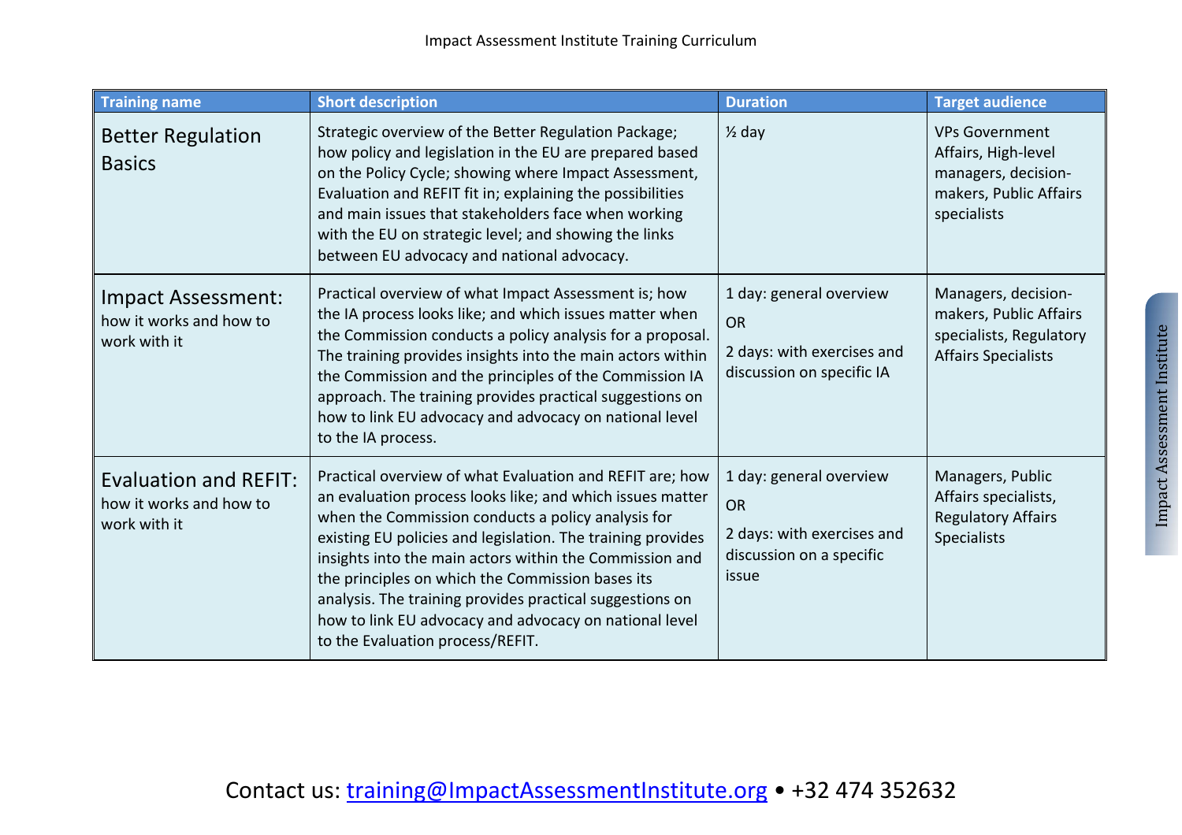| Training name | Short description | Duration | Target audience |
|---|---|---|---|
| Better Regulation Basics | Strategic overview of the Better Regulation Package; how policy and legislation in the EU are prepared based on the Policy Cycle; showing where Impact Assessment, Evaluation and REFIT fit in; explaining the possibilities and main issues that stakeholders face when working with the EU on strategic level; and showing the links between EU advocacy and national advocacy. | ½ day | VPs Government Affairs, High-level managers, decision-makers, Public Affairs specialists |
| Impact Assessment: how it works and how to work with it | Practical overview of what Impact Assessment is; how the IA process looks like; and which issues matter when the Commission conducts a policy analysis for a proposal. The training provides insights into the main actors within the Commission and the principles of the Commission IA approach. The training provides practical suggestions on how to link EU advocacy and advocacy on national level to the IA process. | 1 day: general overview<br>OR<br>2 days: with exercises and discussion on specific IA | Managers, decision-makers, Public Affairs specialists, Regulatory Affairs Specialists |
| Evaluation and REFIT: how it works and how to work with it | Practical overview of what Evaluation and REFIT are; how an evaluation process looks like; and which issues matter when the Commission conducts a policy analysis for existing EU policies and legislation. The training provides insights into the main actors within the Commission and the principles on which the Commission bases its analysis. The training provides practical suggestions on how to link EU advocacy and advocacy on national level to the Evaluation process/REFIT. | 1 day: general overview<br>OR<br>2 days: with exercises and discussion on a specific issue | Managers, Public Affairs specialists, Regulatory Affairs Specialists |

Contact us: training@ImpactAssessmentInstitute.org • +32 474 352632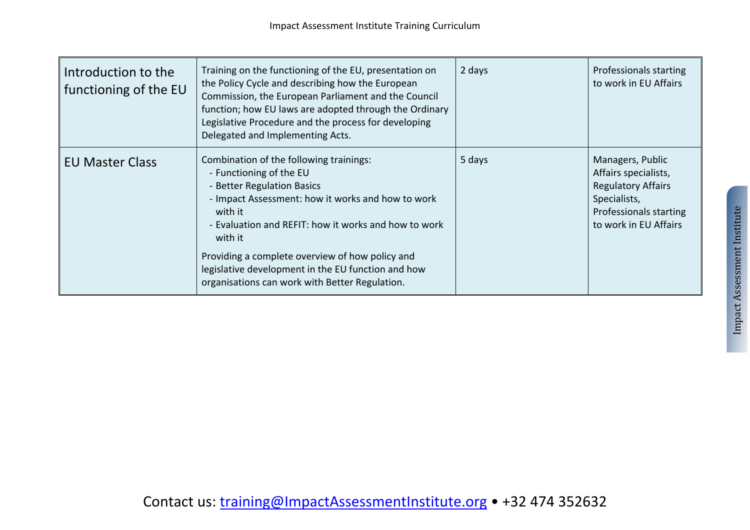| | | | |
|---|---|---|---|
| Introduction to the functioning of the EU | Training on the functioning of the EU, presentation on the Policy Cycle and describing how the European Commission, the European Parliament and the Council function; how EU laws are adopted through the Ordinary Legislative Procedure and the process for developing Delegated and Implementing Acts. | 2 days | Professionals starting to work in EU Affairs |
| EU Master Class | Combination of the following trainings:<br>- Functioning of the EU<br>- Better Regulation Basics<br>- Impact Assessment: how it works and how to work with it<br>- Evaluation and REFIT: how it works and how to work with it<br><br>Providing a complete overview of how policy and legislative development in the EU function and how organisations can work with Better Regulation. | 5 days | Managers, Public Affairs specialists, Regulatory Affairs Specialists, Professionals starting to work in EU Affairs |

Contact us: [training@ImpactAssessmentInstitute.org](mailto:training@ImpactAssessmentInstitute.org) • +32 474 352632